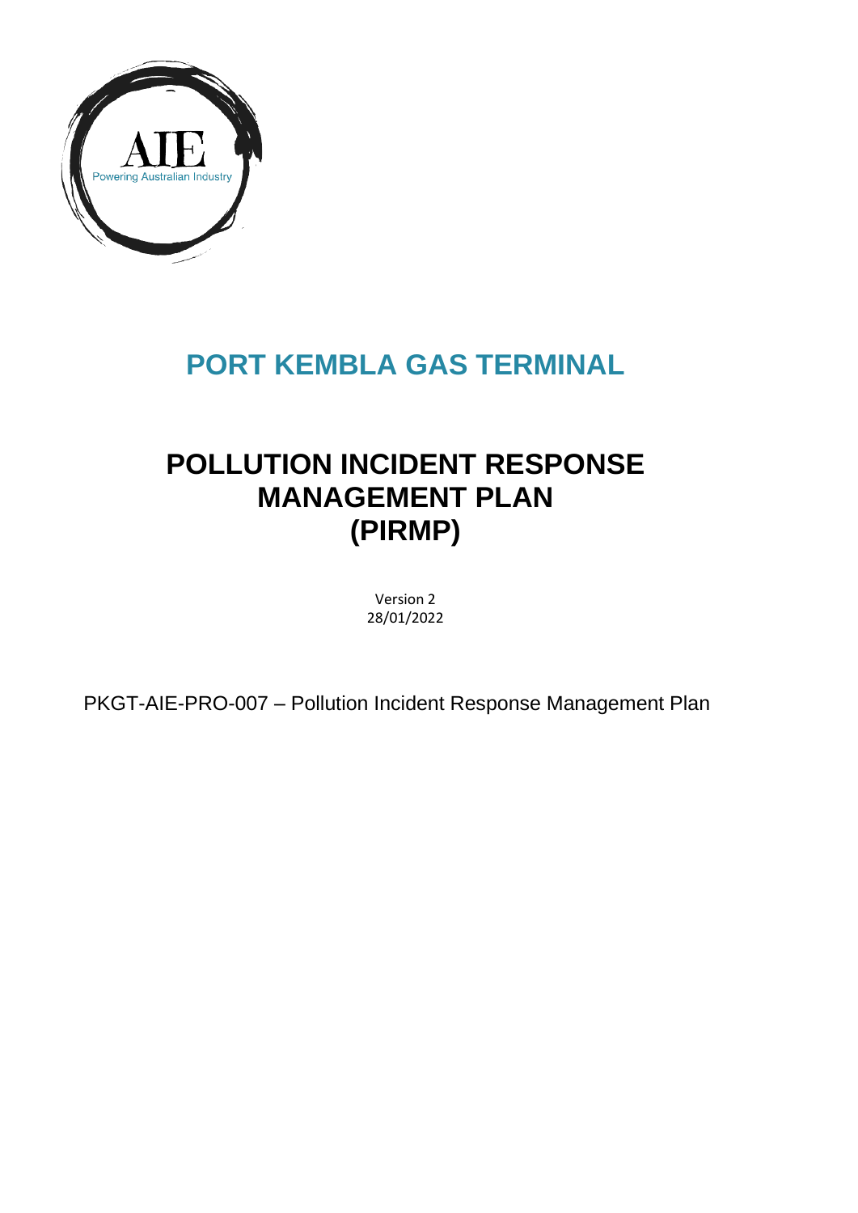AIE

Powering Australian Industry

# PORT KEMBLA GAS TERMINAL

# POLLUTION INCIDENT RESPONSE MANAGEMENT PLAN (PIRMP)

Version 2
28/01/2022

PKGT-AIE-PRO-007 – Pollution Incident Response Management Plan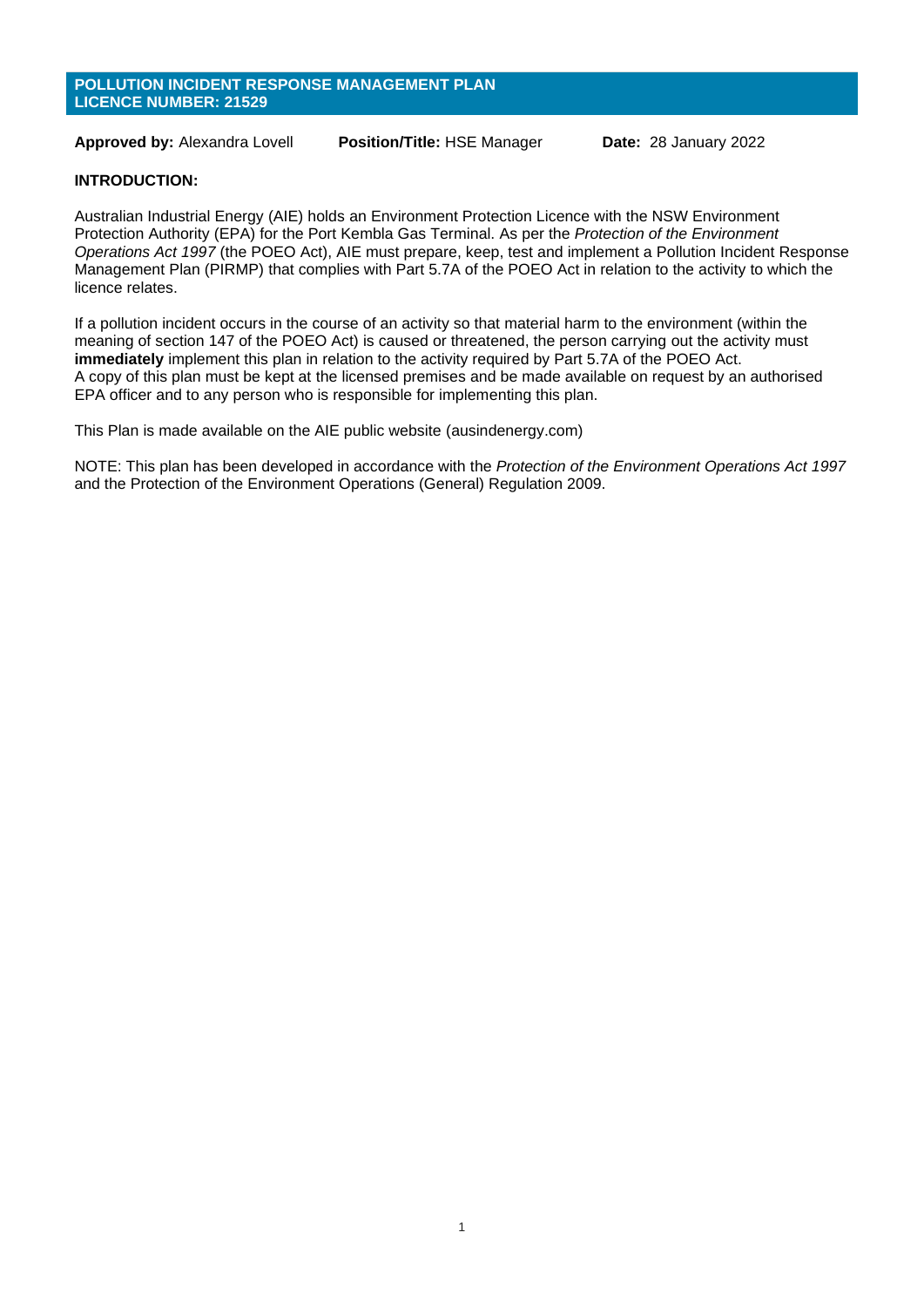## POLLUTION INCIDENT RESPONSE MANAGEMENT PLAN
## LICENCE NUMBER: 21529

**Approved by:** Alexandra Lovell **Position/Title:** HSE Manager **Date:** 28 January 2022

**INTRODUCTION:**

Australian Industrial Energy (AIE) holds an Environment Protection Licence with the NSW Environment Protection Authority (EPA) for the Port Kembla Gas Terminal. As per the *Protection of the Environment Operations Act 1997* (the POEO Act), AIE must prepare, keep, test and implement a Pollution Incident Response Management Plan (PIRMP) that complies with Part 5.7A of the POEO Act in relation to the activity to which the licence relates.

If a pollution incident occurs in the course of an activity so that material harm to the environment (within the meaning of section 147 of the POEO Act) is caused or threatened, the person carrying out the activity must **immediately** implement this plan in relation to the activity required by Part 5.7A of the POEO Act. A copy of this plan must be kept at the licensed premises and be made available on request by an authorised EPA officer and to any person who is responsible for implementing this plan.

This Plan is made available on the AIE public website (ausindenergy.com)

NOTE: This plan has been developed in accordance with the *Protection of the Environment Operations Act 1997* and the Protection of the Environment Operations (General) Regulation 2009.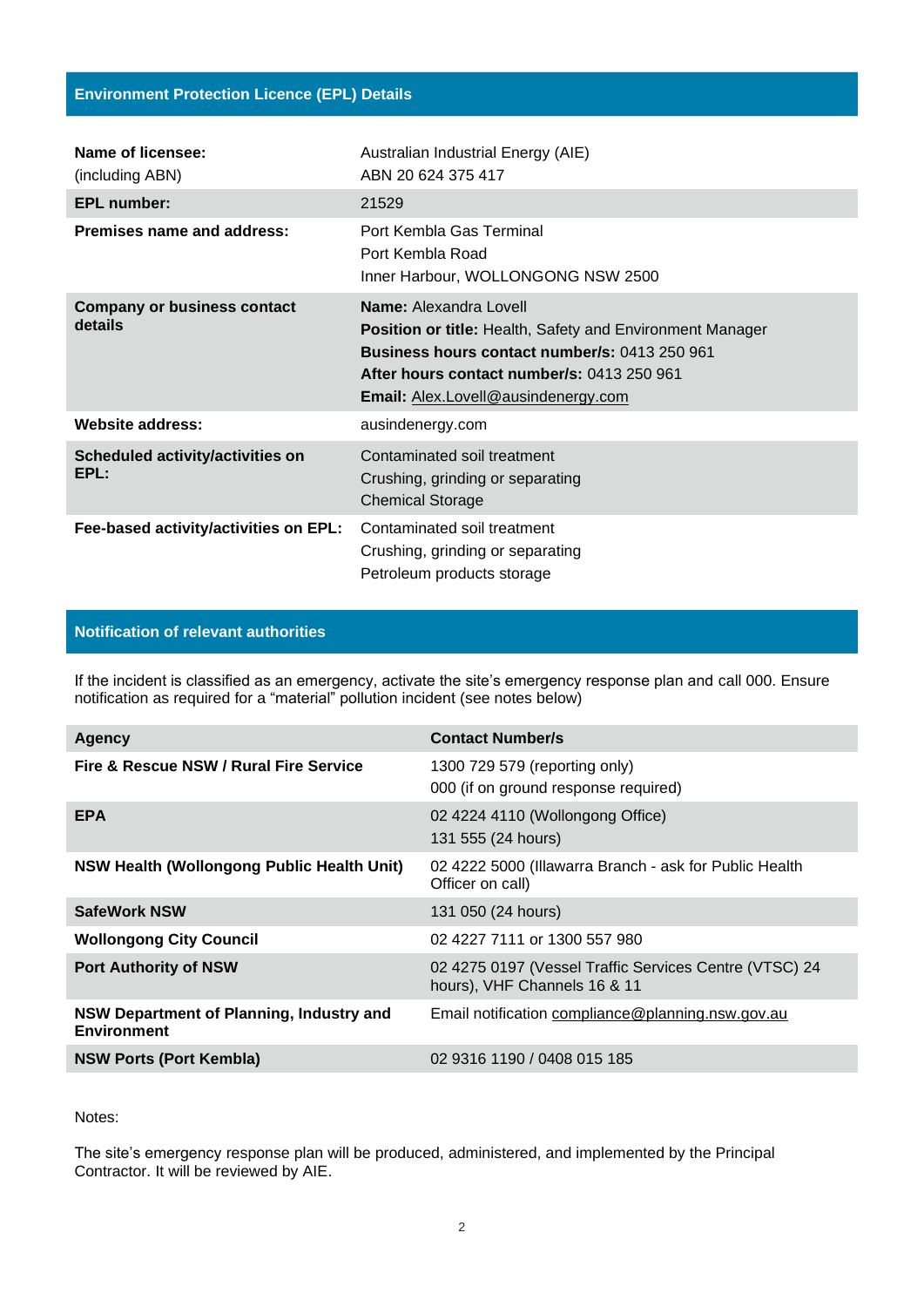## Environment Protection Licence (EPL) Details

| | |
|---|---|
| **Name of licensee:**<br>(including ABN) | Australian Industrial Energy (AIE)<br>ABN 20 624 375 417 |
| **EPL number:** | 21529 |
| **Premises name and address:** | Port Kembla Gas Terminal<br>Port Kembla Road<br>Inner Harbour, WOLLONGONG NSW 2500 |
| **Company or business contact details** | **Name:** Alexandra Lovell<br>**Position or title:** Health, Safety and Environment Manager<br>**Business hours contact number/s:** 0413 250 961<br>**After hours contact number/s:** 0413 250 961<br>**Email:** Alex.Lovell@ausindenergy.com |
| **Website address:** | ausindenergy.com |
| **Scheduled activity/activities on EPL:** | Contaminated soil treatment<br>Crushing, grinding or separating<br>Chemical Storage |
| **Fee-based activity/activities on EPL:** | Contaminated soil treatment<br>Crushing, grinding or separating<br>Petroleum products storage |

## Notification of relevant authorities

If the incident is classified as an emergency, activate the site's emergency response plan and call 000. Ensure notification as required for a "material" pollution incident (see notes below)

| Agency | Contact Number/s |
|---|---|
| **Fire & Rescue NSW / Rural Fire Service** | 1300 729 579 (reporting only)<br>000 (if on ground response required) |
| **EPA** | 02 4224 4110 (Wollongong Office)<br>131 555 (24 hours) |
| **NSW Health (Wollongong Public Health Unit)** | 02 4222 5000 (Illawarra Branch - ask for Public Health Officer on call) |
| **SafeWork NSW** | 131 050 (24 hours) |
| **Wollongong City Council** | 02 4227 7111 or 1300 557 980 |
| **Port Authority of NSW** | 02 4275 0197 (Vessel Traffic Services Centre (VTSC) 24 hours), VHF Channels 16 & 11 |
| **NSW Department of Planning, Industry and Environment** | Email notification compliance@planning.nsw.gov.au |
| **NSW Ports (Port Kembla)** | 02 9316 1190 / 0408 015 185 |

Notes:

The site's emergency response plan will be produced, administered, and implemented by the Principal Contractor. It will be reviewed by AIE.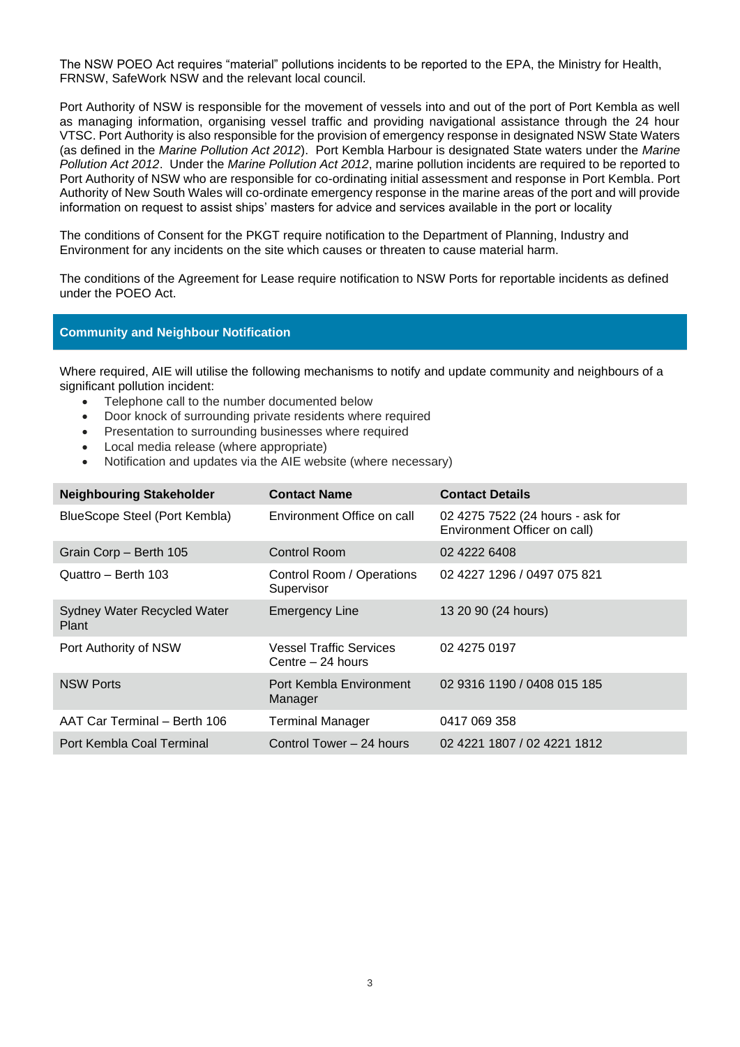The NSW POEO Act requires "material" pollutions incidents to be reported to the EPA, the Ministry for Health, FRNSW, SafeWork NSW and the relevant local council.

Port Authority of NSW is responsible for the movement of vessels into and out of the port of Port Kembla as well as managing information, organising vessel traffic and providing navigational assistance through the 24 hour VTSC. Port Authority is also responsible for the provision of emergency response in designated NSW State Waters (as defined in the *Marine Pollution Act 2012*). Port Kembla Harbour is designated State waters under the *Marine Pollution Act 2012*. Under the *Marine Pollution Act 2012*, marine pollution incidents are required to be reported to Port Authority of NSW who are responsible for co-ordinating initial assessment and response in Port Kembla. Port Authority of New South Wales will co-ordinate emergency response in the marine areas of the port and will provide information on request to assist ships' masters for advice and services available in the port or locality

The conditions of Consent for the PKGT require notification to the Department of Planning, Industry and Environment for any incidents on the site which causes or threaten to cause material harm.

The conditions of the Agreement for Lease require notification to NSW Ports for reportable incidents as defined under the POEO Act.

## Community and Neighbour Notification

Where required, AIE will utilise the following mechanisms to notify and update community and neighbours of a significant pollution incident:

- Telephone call to the number documented below
- Door knock of surrounding private residents where required
- Presentation to surrounding businesses where required
- Local media release (where appropriate)
- Notification and updates via the AIE website (where necessary)

| Neighbouring Stakeholder | Contact Name | Contact Details |
|---|---|---|
| BlueScope Steel (Port Kembla) | Environment Office on call | 02 4275 7522 (24 hours - ask for Environment Officer on call) |
| Grain Corp – Berth 105 | Control Room | 02 4222 6408 |
| Quattro – Berth 103 | Control Room / Operations Supervisor | 02 4227 1296 / 0497 075 821 |
| Sydney Water Recycled Water Plant | Emergency Line | 13 20 90 (24 hours) |
| Port Authority of NSW | Vessel Traffic Services Centre – 24 hours | 02 4275 0197 |
| NSW Ports | Port Kembla Environment Manager | 02 9316 1190 / 0408 015 185 |
| AAT Car Terminal – Berth 106 | Terminal Manager | 0417 069 358 |
| Port Kembla Coal Terminal | Control Tower – 24 hours | 02 4221 1807 / 02 4221 1812 |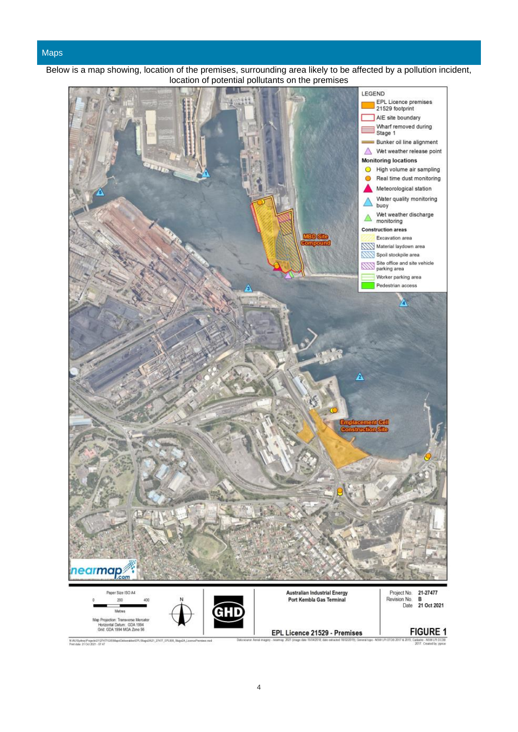## Maps

Below is a map showing, location of the premises, surrounding area likely to be affected by a pollution incident, location of potential pollutants on the premises

LEGEND

- EPL Licence premises 21529 footprint
- AIE site boundary
- Wharf removed during Stage 1
- Bunker oil line alignment
- Wet weather release point

Monitoring locations

- High volume air sampling
- Real time dust monitoring
- Meteorological station
- Water quality monitoring buoy
- Wet weather discharge monitoring

Construction areas

- Excavation area
- Material laydown area
- Spoil stockpile area
- Site office and site vehicle parking area
- Worker parking area
- Pedestrian access

MBD Site Compound

Emplacement Cell Construction Site

Paper Size ISO A4

0 200 400

Metres

Map Projection: Transverse Mercator
Horizontal Datum: GDA 1994
Grid: GDA 1994 MGA Zone 56

Australian Industrial Energy
Port Kembla Gas Terminal

Project No. 21-27477
Revision No. B
Date 21 Oct 2021

EPL Licence 21529 - Premises

FIGURE 1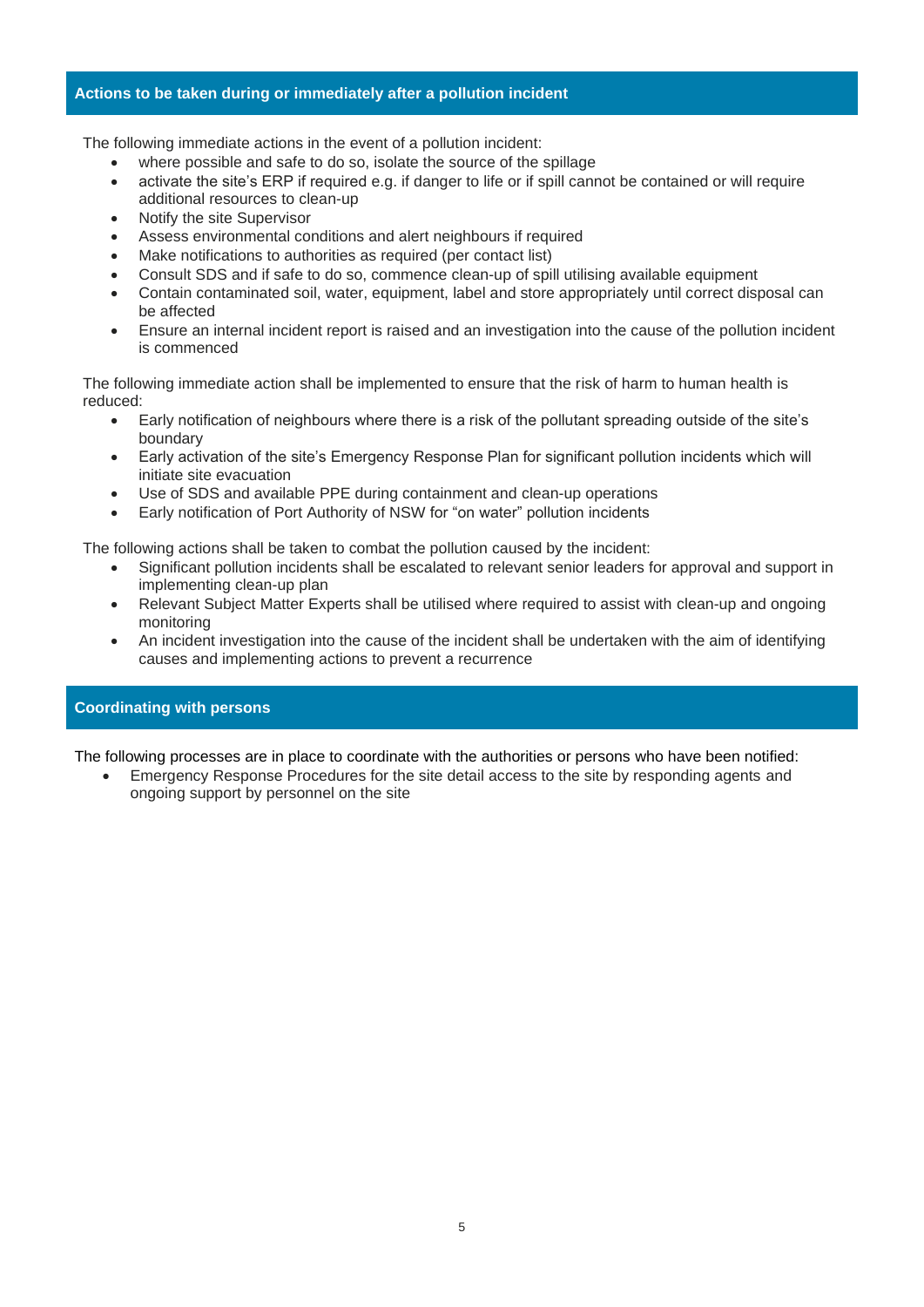## Actions to be taken during or immediately after a pollution incident

The following immediate actions in the event of a pollution incident:

- where possible and safe to do so, isolate the source of the spillage
- activate the site's ERP if required e.g. if danger to life or if spill cannot be contained or will require additional resources to clean-up
- Notify the site Supervisor
- Assess environmental conditions and alert neighbours if required
- Make notifications to authorities as required (per contact list)
- Consult SDS and if safe to do so, commence clean-up of spill utilising available equipment
- Contain contaminated soil, water, equipment, label and store appropriately until correct disposal can be affected
- Ensure an internal incident report is raised and an investigation into the cause of the pollution incident is commenced

The following immediate action shall be implemented to ensure that the risk of harm to human health is reduced:

- Early notification of neighbours where there is a risk of the pollutant spreading outside of the site's boundary
- Early activation of the site's Emergency Response Plan for significant pollution incidents which will initiate site evacuation
- Use of SDS and available PPE during containment and clean-up operations
- Early notification of Port Authority of NSW for "on water" pollution incidents

The following actions shall be taken to combat the pollution caused by the incident:

- Significant pollution incidents shall be escalated to relevant senior leaders for approval and support in implementing clean-up plan
- Relevant Subject Matter Experts shall be utilised where required to assist with clean-up and ongoing monitoring
- An incident investigation into the cause of the incident shall be undertaken with the aim of identifying causes and implementing actions to prevent a recurrence

## Coordinating with persons

The following processes are in place to coordinate with the authorities or persons who have been notified:

- Emergency Response Procedures for the site detail access to the site by responding agents and ongoing support by personnel on the site